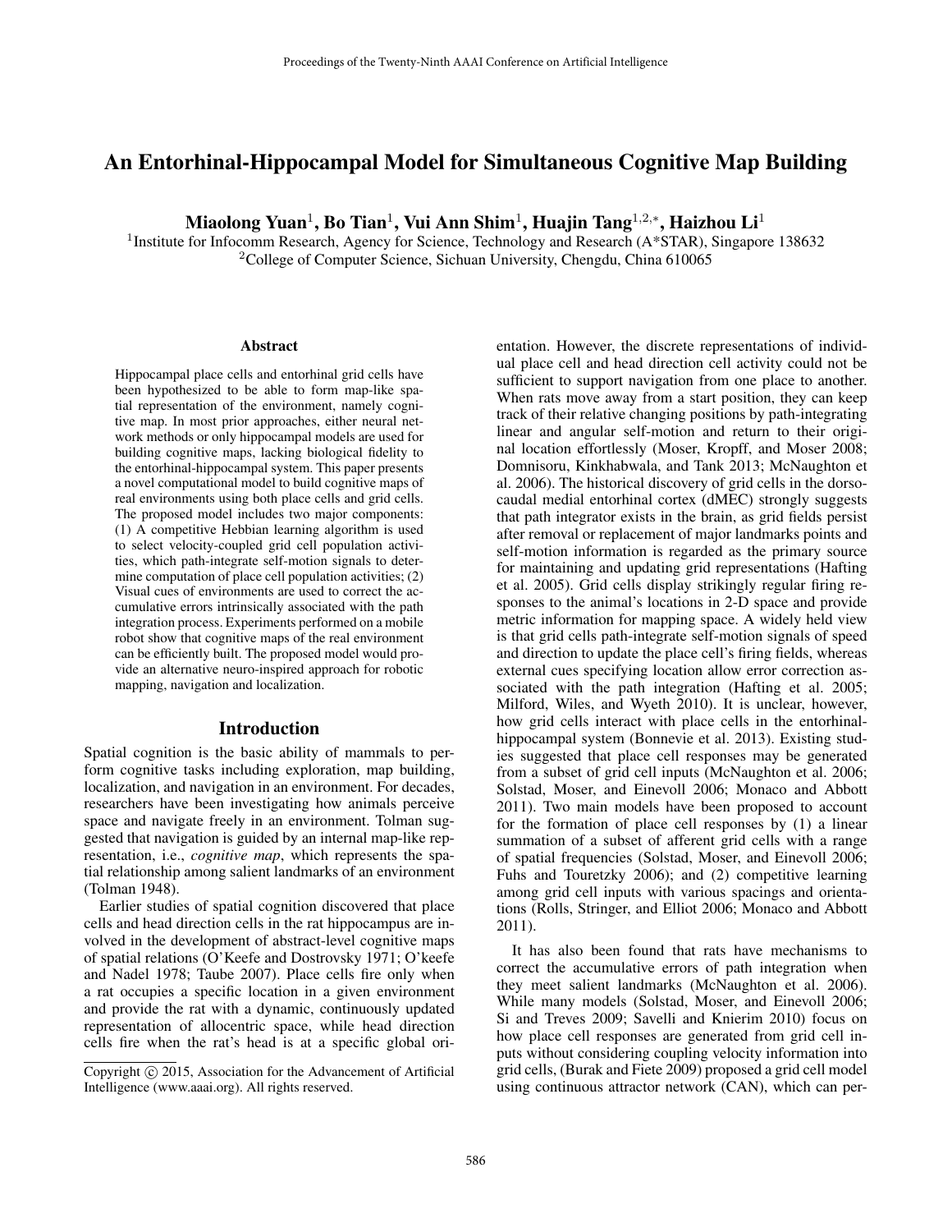# An Entorhinal-Hippocampal Model for Simultaneous Cognitive Map Building

**Miaolong Yuan[1], Bo Tian[1], Vui Ann Shim[1], Huajin Tang[1,2,*], Haizhou Li[1]**

[1]Institute for Infocomm Research, Agency for Science, Technology and Research (A*STAR), Singapore 138632
[2]College of Computer Science, Sichuan University, Chengdu, China 610065

## Abstract

Hippocampal place cells and entorhinal grid cells have been hypothesized to be able to form map-like spatial representation of the environment, namely cognitive map. In most prior approaches, either neural network methods or only hippocampal models are used for building cognitive maps, lacking biological fidelity to the entorhinal-hippocampal system. This paper presents a novel computational model to build cognitive maps of real environments using both place cells and grid cells. The proposed model includes two major components: (1) A competitive Hebbian learning algorithm is used to select velocity-coupled grid cell population activities, which path-integrate self-motion signals to determine computation of place cell population activities; (2) Visual cues of environments are used to correct the accumulative errors intrinsically associated with the path integration process. Experiments performed on a mobile robot show that cognitive maps of the real environment can be efficiently built. The proposed model would provide an alternative neuro-inspired approach for robotic mapping, navigation and localization.

## Introduction

Spatial cognition is the basic ability of mammals to perform cognitive tasks including exploration, map building, localization, and navigation in an environment. For decades, researchers have been investigating how animals perceive space and navigate freely in an environment. Tolman suggested that navigation is guided by an internal map-like representation, i.e., *cognitive map*, which represents the spatial relationship among salient landmarks of an environment (Tolman 1948).

Earlier studies of spatial cognition discovered that place cells and head direction cells in the rat hippocampus are involved in the development of abstract-level cognitive maps of spatial relations (O'Keefe and Dostrovsky 1971; O'keefe and Nadel 1978; Taube 2007). Place cells fire only when a rat occupies a specific location in a given environment and provide the rat with a dynamic, continuously updated representation of allocentric space, while head direction cells fire when the rat's head is at a specific global orientation. However, the discrete representations of individual place cell and head direction cell activity could not be sufficient to support navigation from one place to another. When rats move away from a start position, they can keep track of their relative changing positions by path-integrating linear and angular self-motion and return to their original location effortlessly (Moser, Kropff, and Moser 2008; Domnisoru, Kinkhabwala, and Tank 2013; McNaughton et al. 2006). The historical discovery of grid cells in the dorsocaudal medial entorhinal cortex (dMEC) strongly suggests that path integrator exists in the brain, as grid fields persist after removal or replacement of major landmarks points and self-motion information is regarded as the primary source for maintaining and updating grid representations (Hafting et al. 2005). Grid cells display strikingly regular firing responses to the animal's locations in 2-D space and provide metric information for mapping space. A widely held view is that grid cells path-integrate self-motion signals of speed and direction to update the place cell's firing fields, whereas external cues specifying location allow error correction associated with the path integration (Hafting et al. 2005; Milford, Wiles, and Wyeth 2010). It is unclear, however, how grid cells interact with place cells in the entorhinal-hippocampal system (Bonnevie et al. 2013). Existing studies suggested that place cell responses may be generated from a subset of grid cell inputs (McNaughton et al. 2006; Solstad, Moser, and Einevoll 2006; Monaco and Abbott 2011). Two main models have been proposed to account for the formation of place cell responses by (1) a linear summation of a subset of afferent grid cells with a range of spatial frequencies (Solstad, Moser, and Einevoll 2006; Fuhs and Touretzky 2006); and (2) competitive learning among grid cell inputs with various spacings and orientations (Rolls, Stringer, and Elliot 2006; Monaco and Abbott 2011).

It has also been found that rats have mechanisms to correct the accumulative errors of path integration when they meet salient landmarks (McNaughton et al. 2006). While many models (Solstad, Moser, and Einevoll 2006; Si and Treves 2009; Savelli and Knierim 2010) focus on how place cell responses are generated from grid cell inputs without considering coupling velocity information into grid cells, (Burak and Fiete 2009) proposed a grid cell model using continuous attractor network (CAN), which can per-

Copyright © 2015, Association for the Advancement of Artificial Intelligence (www.aaai.org). All rights reserved.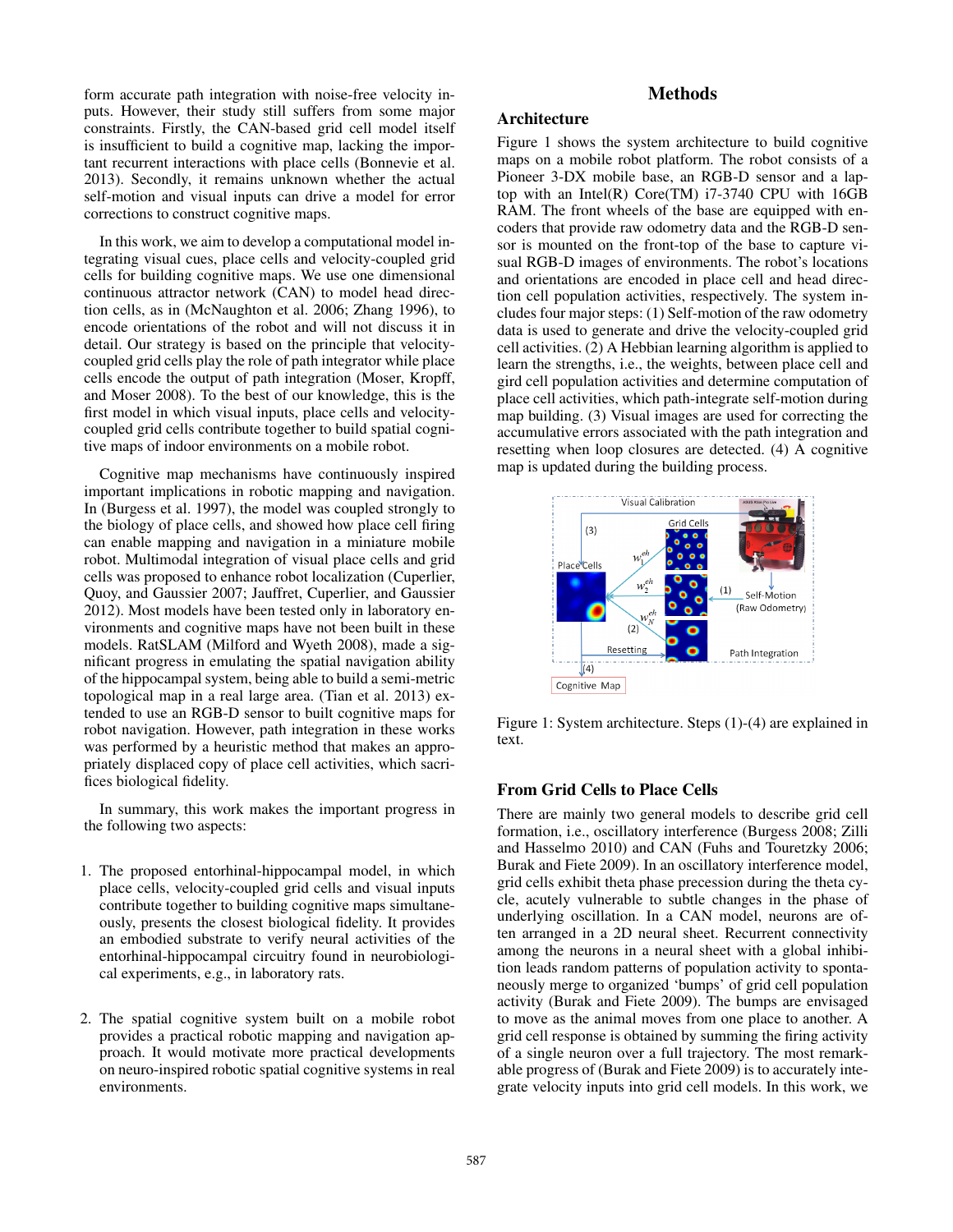form accurate path integration with noise-free velocity inputs. However, their study still suffers from some major constraints. Firstly, the CAN-based grid cell model itself is insufficient to build a cognitive map, lacking the important recurrent interactions with place cells (Bonnevie et al. 2013). Secondly, it remains unknown whether the actual self-motion and visual inputs can drive a model for error corrections to construct cognitive maps.

In this work, we aim to develop a computational model integrating visual cues, place cells and velocity-coupled grid cells for building cognitive maps. We use one dimensional continuous attractor network (CAN) to model head direction cells, as in (McNaughton et al. 2006; Zhang 1996), to encode orientations of the robot and will not discuss it in detail. Our strategy is based on the principle that velocity-coupled grid cells play the role of path integrator while place cells encode the output of path integration (Moser, Kropff, and Moser 2008). To the best of our knowledge, this is the first model in which visual inputs, place cells and velocity-coupled grid cells contribute together to build spatial cognitive maps of indoor environments on a mobile robot.

Cognitive map mechanisms have continuously inspired important implications in robotic mapping and navigation. In (Burgess et al. 1997), the model was coupled strongly to the biology of place cells, and showed how place cell firing can enable mapping and navigation in a miniature mobile robot. Multimodal integration of visual place cells and grid cells was proposed to enhance robot localization (Cuperlier, Quoy, and Gaussier 2007; Jauffret, Cuperlier, and Gaussier 2012). Most models have been tested only in laboratory environments and cognitive maps have not been built in these models. RatSLAM (Milford and Wyeth 2008), made a significant progress in emulating the spatial navigation ability of the hippocampal system, being able to build a semi-metric topological map in a real large area. (Tian et al. 2013) extended to use an RGB-D sensor to built cognitive maps for robot navigation. However, path integration in these works was performed by a heuristic method that makes an appropriately displaced copy of place cell activities, which sacrifices biological fidelity.

In summary, this work makes the important progress in the following two aspects:

1. The proposed entorhinal-hippocampal model, in which place cells, velocity-coupled grid cells and visual inputs contribute together to building cognitive maps simultaneously, presents the closest biological fidelity. It provides an embodied substrate to verify neural activities of the entorhinal-hippocampal circuitry found in neurobiological experiments, e.g., in laboratory rats.

2. The spatial cognitive system built on a mobile robot provides a practical robotic mapping and navigation approach. It would motivate more practical developments on neuro-inspired robotic spatial cognitive systems in real environments.

## Methods

### Architecture

Figure 1 shows the system architecture to build cognitive maps on a mobile robot platform. The robot consists of a Pioneer 3-DX mobile base, an RGB-D sensor and a laptop with an Intel(R) Core(TM) i7-3740 CPU with 16GB RAM. The front wheels of the base are equipped with encoders that provide raw odometry data and the RGB-D sensor is mounted on the front-top of the base to capture visual RGB-D images of environments. The robot's locations and orientations are encoded in place cell and head direction cell population activities, respectively. The system includes four major steps: (1) Self-motion of the raw odometry data is used to generate and drive the velocity-coupled grid cell activities. (2) A Hebbian learning algorithm is applied to learn the strengths, i.e., the weights, between place cell and gird cell population activities and determine computation of place cell activities, which path-integrate self-motion during map building. (3) Visual images are used for correcting the accumulative errors associated with the path integration and resetting when loop closures are detected. (4) A cognitive map is updated during the building process.

Figure 1: System architecture. Steps (1)-(4) are explained in text.

### From Grid Cells to Place Cells

There are mainly two general models to describe grid cell formation, i.e., oscillatory interference (Burgess 2008; Zilli and Hasselmo 2010) and CAN (Fuhs and Touretzky 2006; Burak and Fiete 2009). In an oscillatory interference model, grid cells exhibit theta phase precession during the theta cycle, acutely vulnerable to subtle changes in the phase of underlying oscillation. In a CAN model, neurons are often arranged in a 2D neural sheet. Recurrent connectivity among the neurons in a neural sheet with a global inhibition leads random patterns of population activity to spontaneously merge to organized 'bumps' of grid cell population activity (Burak and Fiete 2009). The bumps are envisaged to move as the animal moves from one place to another. A grid cell response is obtained by summing the firing activity of a single neuron over a full trajectory. The most remarkable progress of (Burak and Fiete 2009) is to accurately integrate velocity inputs into grid cell models. In this work, we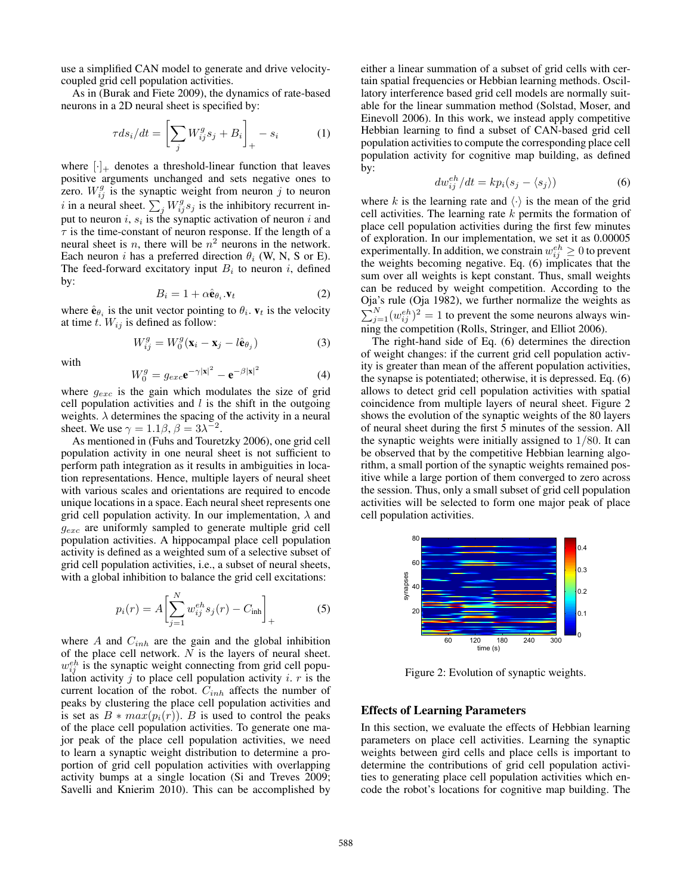use a simplified CAN model to generate and drive velocity-coupled grid cell population activities.

As in (Burak and Fiete 2009), the dynamics of rate-based neurons in a 2D neural sheet is specified by:

$$\tau ds_i/dt = \left[\sum_j W_{ij}^g s_j + B_i\right]_+ - s_i \tag{1}$$

where $[\cdot]_+$ denotes a threshold-linear function that leaves positive arguments unchanged and sets negative ones to zero. $W_{ij}^g$ is the synaptic weight from neuron $j$ to neuron $i$ in a neural sheet. $\sum_j W_{ij}^g s_j$ is the inhibitory recurrent input to neuron $i$, $s_i$ is the synaptic activation of neuron $i$ and $\tau$ is the time-constant of neuron response. If the length of a neural sheet is $n$, there will be $n^2$ neurons in the network. Each neuron $i$ has a preferred direction $\theta_i$ (W, N, S or E). The feed-forward excitatory input $B_i$ to neuron $i$, defined by:

$$B_i = 1 + \alpha \hat{\mathbf{e}}_{\theta_i}.\mathbf{v}_t \tag{2}$$

where $\hat{\mathbf{e}}_{\theta_i}$ is the unit vector pointing to $\theta_i$. $\mathbf{v}_t$ is the velocity at time $t$. $W_{ij}$ is defined as follow:

$$W_{ij}^g = W_0^g(\mathbf{x}_i - \mathbf{x}_j - l\hat{\mathbf{e}}_{\theta_j}) \tag{3}$$

with

$$W_0^g = g_{exc}\mathbf{e}^{-\gamma|\mathbf{x}|^2} - \mathbf{e}^{-\beta|\mathbf{x}|^2} \tag{4}$$

where $g_{exc}$ is the gain which modulates the size of grid cell population activities and $l$ is the shift in the outgoing weights. $\lambda$ determines the spacing of the activity in a neural sheet. We use $\gamma = 1.1\beta, \beta = 3\lambda^{-2}$.

As mentioned in (Fuhs and Touretzky 2006), one grid cell population activity in one neural sheet is not sufficient to perform path integration as it results in ambiguities in location representations. Hence, multiple layers of neural sheet with various scales and orientations are required to encode unique locations in a space. Each neural sheet represents one grid cell population activity. In our implementation, $\lambda$ and $g_{exc}$ are uniformly sampled to generate multiple grid cell population activities. A hippocampal place cell population activity is defined as a weighted sum of a selective subset of grid cell population activities, i.e., a subset of neural sheets, with a global inhibition to balance the grid cell excitations:

$$p_i(r) = A\left[\sum_{j=1}^{N} w_{ij}^{eh} s_j(r) - C_{\text{inh}}\right]_+ \tag{5}$$

where $A$ and $C_{inh}$ are the gain and the global inhibition of the place cell network. $N$ is the layers of neural sheet. $w_{ij}^{eh}$ is the synaptic weight connecting from grid cell population activity $j$ to place cell population activity $i$. $r$ is the current location of the robot. $C_{inh}$ affects the number of peaks by clustering the place cell population activities and is set as $B * max(p_i(r))$. $B$ is used to control the peaks of the place cell population activities. To generate one major peak of the place cell population activities, we need to learn a synaptic weight distribution to determine a proportion of grid cell population activities with overlapping activity bumps at a single location (Si and Treves 2009; Savelli and Knierim 2010). This can be accomplished by either a linear summation of a subset of grid cells with certain spatial frequencies or Hebbian learning methods. Oscillatory interference based grid cell models are normally suitable for the linear summation method (Solstad, Moser, and Einevoll 2006). In this work, we instead apply competitive Hebbian learning to find a subset of CAN-based grid cell population activities to compute the corresponding place cell population activity for cognitive map building, as defined by:

$$dw_{ij}^{eh}/dt = kp_i(s_j - \langle s_j \rangle) \tag{6}$$

where $k$ is the learning rate and $\langle\cdot\rangle$ is the mean of the grid cell activities. The learning rate $k$ permits the formation of place cell population activities during the first few minutes of exploration. In our implementation, we set it as 0.00005 experimentally. In addition, we constrain $w_{ij}^{eh} \geq 0$ to prevent the weights becoming negative. Eq. (6) implicates that the sum over all weights is kept constant. Thus, small weights can be reduced by weight competition. According to the Oja's rule (Oja 1982), we further normalize the weights as $\sum_{j=1}^{N}(w_{ij}^{eh})^2 = 1$ to prevent the some neurons always winning the competition (Rolls, Stringer, and Elliot 2006).

The right-hand side of Eq. (6) determines the direction of weight changes: if the current grid cell population activity is greater than mean of the afferent population activities, the synapse is potentiated; otherwise, it is depressed. Eq. (6) allows to detect grid cell population activities with spatial coincidence from multiple layers of neural sheet. Figure 2 shows the evolution of the synaptic weights of the 80 layers of neural sheet during the first 5 minutes of the session. All the synaptic weights were initially assigned to $1/80$. It can be observed that by the competitive Hebbian learning algorithm, a small portion of the synaptic weights remained positive while a large portion of them converged to zero across the session. Thus, only a small subset of grid cell population activities will be selected to form one major peak of place cell population activities.

Figure 2: Evolution of synaptic weights.

## Effects of Learning Parameters

In this section, we evaluate the effects of Hebbian learning parameters on place cell activities. Learning the synaptic weights between gird cells and place cells is important to determine the contributions of grid cell population activities to generating place cell population activities which encode the robot's locations for cognitive map building. The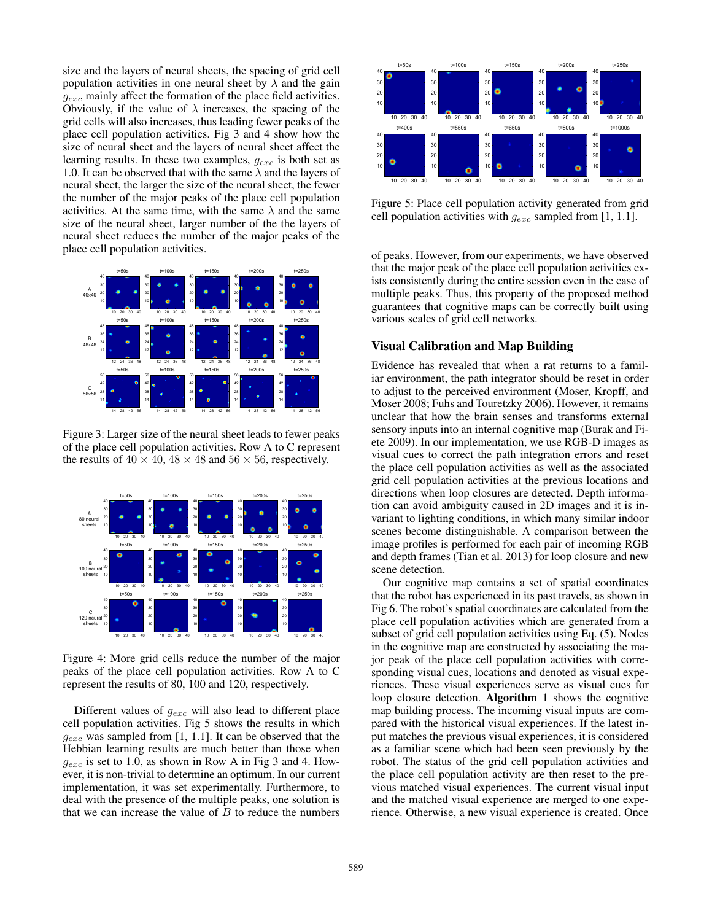size and the layers of neural sheets, the spacing of grid cell population activities in one neural sheet by $\lambda$ and the gain $g_{exc}$ mainly affect the formation of the place field activities. Obviously, if the value of $\lambda$ increases, the spacing of the grid cells will also increases, thus leading fewer peaks of the place cell population activities. Fig 3 and 4 show how the size of neural sheet and the layers of neural sheet affect the learning results. In these two examples, $g_{exc}$ is both set as 1.0. It can be observed that with the same $\lambda$ and the layers of neural sheet, the larger the size of the neural sheet, the fewer the number of the major peaks of the place cell population activities. At the same time, with the same $\lambda$ and the same size of the neural sheet, larger number of the the layers of neural sheet reduces the number of the major peaks of the place cell population activities.

Figure 3: Larger size of the neural sheet leads to fewer peaks of the place cell population activities. Row A to C represent the results of $40 \times 40$, $48 \times 48$ and $56 \times 56$, respectively.

Figure 4: More grid cells reduce the number of the major peaks of the place cell population activities. Row A to C represent the results of 80, 100 and 120, respectively.

Different values of $g_{exc}$ will also lead to different place cell population activities. Fig 5 shows the results in which $g_{exc}$ was sampled from [1, 1.1]. It can be observed that the Hebbian learning results are much better than those when $g_{exc}$ is set to 1.0, as shown in Row A in Fig 3 and 4. However, it is non-trivial to determine an optimum. In our current implementation, it was set experimentally. Furthermore, to deal with the presence of the multiple peaks, one solution is that we can increase the value of $B$ to reduce the numbers

Figure 5: Place cell population activity generated from grid cell population activities with $g_{exc}$ sampled from [1, 1.1].

of peaks. However, from our experiments, we have observed that the major peak of the place cell population activities exists consistently during the entire session even in the case of multiple peaks. Thus, this property of the proposed method guarantees that cognitive maps can be correctly built using various scales of grid cell networks.

## Visual Calibration and Map Building

Evidence has revealed that when a rat returns to a familiar environment, the path integrator should be reset in order to adjust to the perceived environment (Moser, Kropff, and Moser 2008; Fuhs and Touretzky 2006). However, it remains unclear that how the brain senses and transforms external sensory inputs into an internal cognitive map (Burak and Fiete 2009). In our implementation, we use RGB-D images as visual cues to correct the path integration errors and reset the place cell population activities as well as the associated grid cell population activities at the previous locations and directions when loop closures are detected. Depth information can avoid ambiguity caused in 2D images and it is invariant to lighting conditions, in which many similar indoor scenes become distinguishable. A comparison between the image profiles is performed for each pair of incoming RGB and depth frames (Tian et al. 2013) for loop closure and new scene detection.

Our cognitive map contains a set of spatial coordinates that the robot has experienced in its past travels, as shown in Fig 6. The robot's spatial coordinates are calculated from the place cell population activities which are generated from a subset of grid cell population activities using Eq. (5). Nodes in the cognitive map are constructed by associating the major peak of the place cell population activities with corresponding visual cues, locations and denoted as visual experiences. These visual experiences serve as visual cues for loop closure detection. **Algorithm** 1 shows the cognitive map building process. The incoming visual inputs are compared with the historical visual experiences. If the latest input matches the previous visual experiences, it is considered as a familiar scene which had been seen previously by the robot. The status of the grid cell population activities and the place cell population activity are then reset to the previous matched visual experiences. The current visual input and the matched visual experience are merged to one experience. Otherwise, a new visual experience is created. Once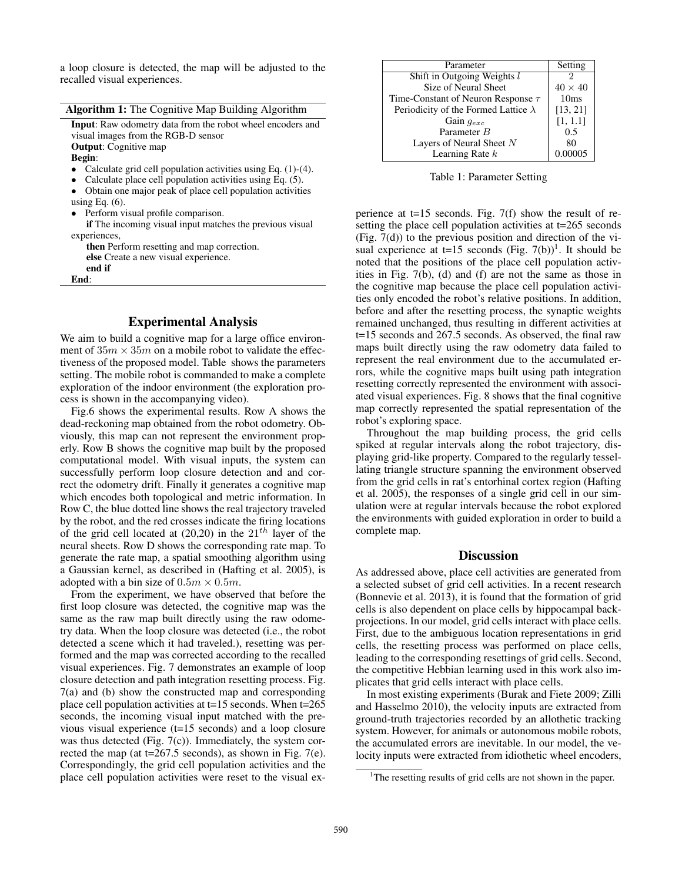a loop closure is detected, the map will be adjusted to the recalled visual experiences.

---

**Algorithm 1:** The Cognitive Map Building Algorithm

**Input**: Raw odometry data from the robot wheel encoders and visual images from the RGB-D sensor
**Output**: Cognitive map
**Begin**:

- Calculate grid cell population activities using Eq. (1)-(4).
- Calculate place cell population activities using Eq. (5).
- Obtain one major peak of place cell population activities using Eq. (6).
- Perform visual profile comparison.
  **if** The incoming visual input matches the previous visual experiences,
  **then** Perform resetting and map correction.
  **else** Create a new visual experience.
  **end if**

**End**:

---

## Experimental Analysis

We aim to build a cognitive map for a large office environment of $35m \times 35m$ on a mobile robot to validate the effectiveness of the proposed model. Table shows the parameters setting. The mobile robot is commanded to make a complete exploration of the indoor environment (the exploration process is shown in the accompanying video).

Fig.6 shows the experimental results. Row A shows the dead-reckoning map obtained from the robot odometry. Obviously, this map can not represent the environment properly. Row B shows the cognitive map built by the proposed computational model. With visual inputs, the system can successfully perform loop closure detection and and correct the odometry drift. Finally it generates a cognitive map which encodes both topological and metric information. In Row C, the blue dotted line shows the real trajectory traveled by the robot, and the red crosses indicate the firing locations of the grid cell located at (20,20) in the $21^{th}$ layer of the neural sheets. Row D shows the corresponding rate map. To generate the rate map, a spatial smoothing algorithm using a Gaussian kernel, as described in (Hafting et al. 2005), is adopted with a bin size of $0.5m \times 0.5m$.

From the experiment, we have observed that before the first loop closure was detected, the cognitive map was the same as the raw map built directly using the raw odometry data. When the loop closure was detected (i.e., the robot detected a scene which it had traveled.), resetting was performed and the map was corrected according to the recalled visual experiences. Fig. 7 demonstrates an example of loop closure detection and path integration resetting process. Fig. 7(a) and (b) show the constructed map and corresponding place cell population activities at t=15 seconds. When t=265 seconds, the incoming visual input matched with the previous visual experiences (t=15 seconds) and a loop closure was thus detected (Fig. 7(c)). Immediately, the system corrected the map (at t=267.5 seconds), as shown in Fig. 7(e). Correspondingly, the grid cell population activities and the place cell population activities were reset to the visual experience at t=15 seconds. Fig. 7(f) show the result of resetting the place cell population activities at t=265 seconds (Fig. 7(d)) to the previous position and direction of the visual experience at t=15 seconds (Fig. 7(b))[1]. It should be noted that the positions of the place cell population activities in Fig. 7(b), (d) and (f) are not the same as those in the cognitive map because the place cell population activities only encoded the robot's relative positions. In addition, before and after the resetting process, the synaptic weights remained unchanged, thus resulting in different activities at t=15 seconds and 267.5 seconds. As observed, the final raw maps built directly using the raw odometry data failed to represent the real environment due to the accumulated errors, while the cognitive maps built using path integration resetting correctly represented the environment with associated visual experiences. Fig. 8 shows that the final cognitive map correctly represented the spatial representation of the robot's exploring space.

| Parameter | Setting |
|---|---|
| Shift in Outgoing Weights $l$ | 2 |
| Size of Neural Sheet | $40 \times 40$ |
| Time-Constant of Neuron Response $\tau$ | 10ms |
| Periodicity of the Formed Lattice $\lambda$ | [13, 21] |
| Gain $g_{exc}$ | [1, 1.1] |
| Parameter $B$ | 0.5 |
| Layers of Neural Sheet $N$ | 80 |
| Learning Rate $k$ | 0.00005 |

Table 1: Parameter Setting

Throughout the map building process, the grid cells spiked at regular intervals along the robot trajectory, displaying grid-like property. Compared to the regularly tessellating triangle structure spanning the environment observed from the grid cells in rat's entorhinal cortex region (Hafting et al. 2005), the responses of a single grid cell in our simulation were at regular intervals because the robot explored the environments with guided exploration in order to build a complete map.

## Discussion

As addressed above, place cell activities are generated from a selected subset of grid cell activities. In a recent research (Bonnevie et al. 2013), it is found that the formation of grid cells is also dependent on place cells by hippocampal back-projections. In our model, grid cells interact with place cells. First, due to the ambiguous location representations in grid cells, the resetting process was performed on place cells, leading to the corresponding resettings of grid cells. Second, the competitive Hebbian learning used in this work also implicates that grid cells interact with place cells.

In most existing experiments (Burak and Fiete 2009; Zilli and Hasselmo 2010), the velocity inputs are extracted from ground-truth trajectories recorded by an allothetic tracking system. However, for animals or autonomous mobile robots, the accumulated errors are inevitable. In our model, the velocity inputs were extracted from idiothetic wheel encoders,

[1] The resetting results of grid cells are not shown in the paper.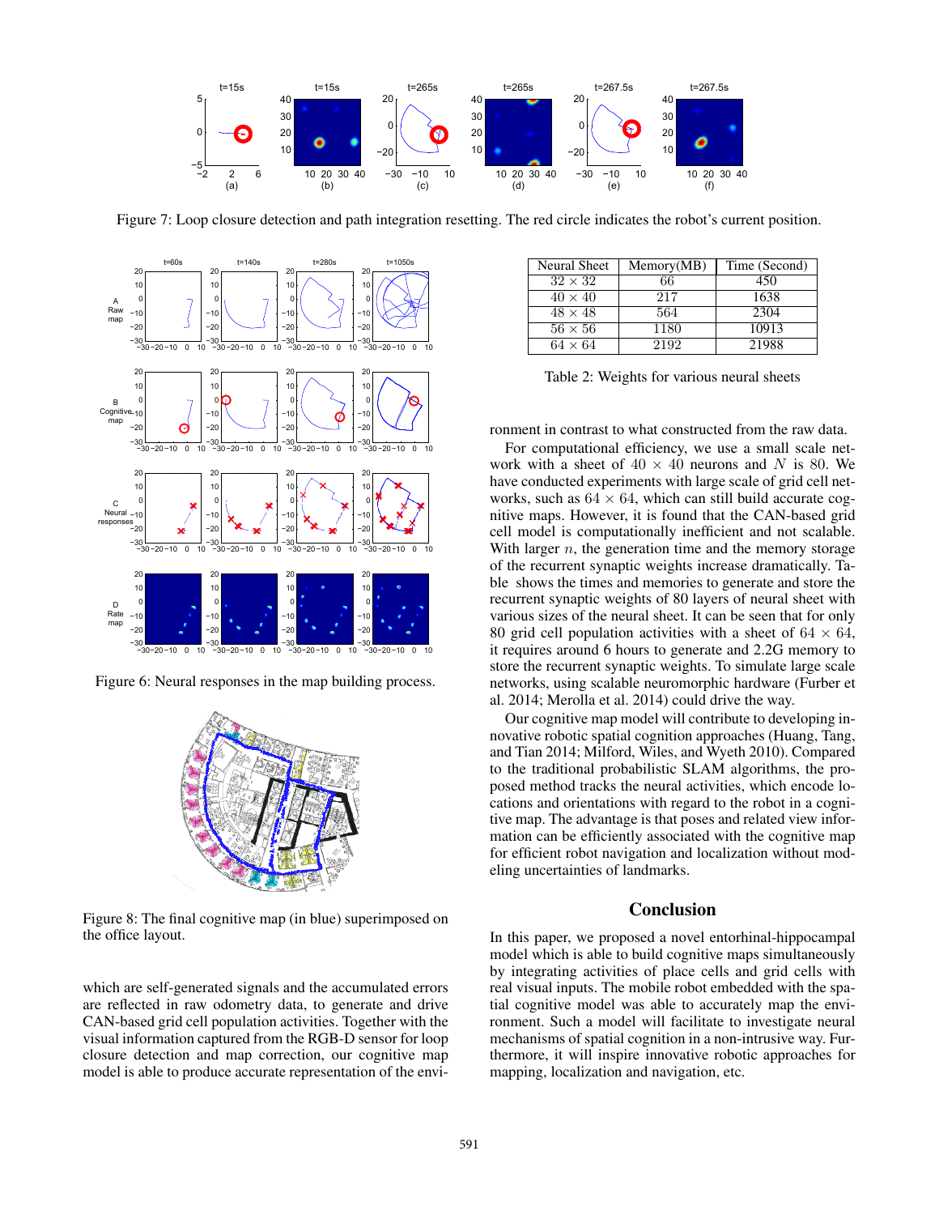Figure 7: Loop closure detection and path integration resetting. The red circle indicates the robot's current position.

Figure 6: Neural responses in the map building process.

Figure 8: The final cognitive map (in blue) superimposed on the office layout.

which are self-generated signals and the accumulated errors are reflected in raw odometry data, to generate and drive CAN-based grid cell population activities. Together with the visual information captured from the RGB-D sensor for loop closure detection and map correction, our cognitive map model is able to produce accurate representation of the environment in contrast to what constructed from the raw data.

| Neural Sheet | Memory(MB) | Time (Second) |
| --- | --- | --- |
| $32 \times 32$ | 66 | 450 |
| $40 \times 40$ | 217 | 1638 |
| $48 \times 48$ | 564 | 2304 |
| $56 \times 56$ | 1180 | 10913 |
| $64 \times 64$ | 2192 | 21988 |

Table 2: Weights for various neural sheets

For computational efficiency, we use a small scale network with a sheet of $40 \times 40$ neurons and $N$ is 80. We have conducted experiments with large scale of grid cell networks, such as $64 \times 64$, which can still build accurate cognitive maps. However, it is found that the CAN-based grid cell model is computationally inefficient and not scalable. With larger $n$, the generation time and the memory storage of the recurrent synaptic weights increase dramatically. Table shows the times and memories to generate and store the recurrent synaptic weights of 80 layers of neural sheet with various sizes of the neural sheet. It can be seen that for only 80 grid cell population activities with a sheet of $64 \times 64$, it requires around 6 hours to generate and 2.2G memory to store the recurrent synaptic weights. To simulate large scale networks, using scalable neuromorphic hardware (Furber et al. 2014; Merolla et al. 2014) could drive the way.

Our cognitive map model will contribute to developing innovative robotic spatial cognition approaches (Huang, Tang, and Tian 2014; Milford, Wiles, and Wyeth 2010). Compared to the traditional probabilistic SLAM algorithms, the proposed method tracks the neural activities, which encode locations and orientations with regard to the robot in a cognitive map. The advantage is that poses and related view information can be efficiently associated with the cognitive map for efficient robot navigation and localization without modeling uncertainties of landmarks.

## Conclusion

In this paper, we proposed a novel entorhinal-hippocampal model which is able to build cognitive maps simultaneously by integrating activities of place cells and grid cells with real visual inputs. The mobile robot embedded with the spatial cognitive model was able to accurately map the environment. Such a model will facilitate to investigate neural mechanisms of spatial cognition in a non-intrusive way. Furthermore, it will inspire innovative robotic approaches for mapping, localization and navigation, etc.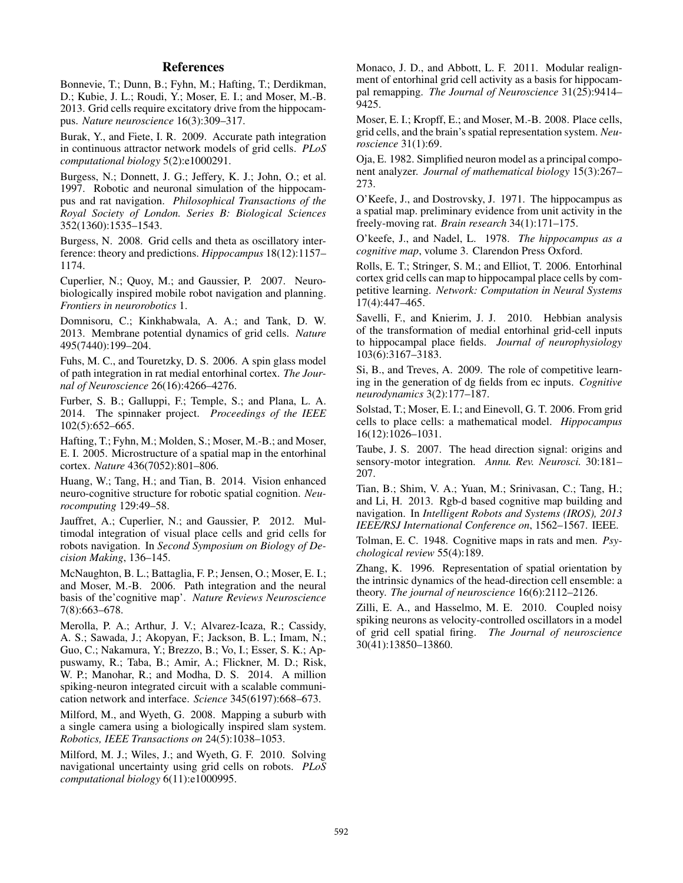## References

Bonnevie, T.; Dunn, B.; Fyhn, M.; Hafting, T.; Derdikman, D.; Kubie, J. L.; Roudi, Y.; Moser, E. I.; and Moser, M.-B. 2013. Grid cells require excitatory drive from the hippocampus. *Nature neuroscience* 16(3):309–317.

Burak, Y., and Fiete, I. R. 2009. Accurate path integration in continuous attractor network models of grid cells. *PLoS computational biology* 5(2):e1000291.

Burgess, N.; Donnett, J. G.; Jeffery, K. J.; John, O.; et al. 1997. Robotic and neuronal simulation of the hippocampus and rat navigation. *Philosophical Transactions of the Royal Society of London. Series B: Biological Sciences* 352(1360):1535–1543.

Burgess, N. 2008. Grid cells and theta as oscillatory interference: theory and predictions. *Hippocampus* 18(12):1157–1174.

Cuperlier, N.; Quoy, M.; and Gaussier, P. 2007. Neurobiologically inspired mobile robot navigation and planning. *Frontiers in neurorobotics* 1.

Domnisoru, C.; Kinkhabwala, A. A.; and Tank, D. W. 2013. Membrane potential dynamics of grid cells. *Nature* 495(7440):199–204.

Fuhs, M. C., and Touretzky, D. S. 2006. A spin glass model of path integration in rat medial entorhinal cortex. *The Journal of Neuroscience* 26(16):4266–4276.

Furber, S. B.; Galluppi, F.; Temple, S.; and Plana, L. A. 2014. The spinnaker project. *Proceedings of the IEEE* 102(5):652–665.

Hafting, T.; Fyhn, M.; Molden, S.; Moser, M.-B.; and Moser, E. I. 2005. Microstructure of a spatial map in the entorhinal cortex. *Nature* 436(7052):801–806.

Huang, W.; Tang, H.; and Tian, B. 2014. Vision enhanced neuro-cognitive structure for robotic spatial cognition. *Neurocomputing* 129:49–58.

Jauffret, A.; Cuperlier, N.; and Gaussier, P. 2012. Multimodal integration of visual place cells and grid cells for robots navigation. In *Second Symposium on Biology of Decision Making*, 136–145.

McNaughton, B. L.; Battaglia, F. P.; Jensen, O.; Moser, E. I.; and Moser, M.-B. 2006. Path integration and the neural basis of the'cognitive map'. *Nature Reviews Neuroscience* 7(8):663–678.

Merolla, P. A.; Arthur, J. V.; Alvarez-Icaza, R.; Cassidy, A. S.; Sawada, J.; Akopyan, F.; Jackson, B. L.; Imam, N.; Guo, C.; Nakamura, Y.; Brezzo, B.; Vo, I.; Esser, S. K.; Appuswamy, R.; Taba, B.; Amir, A.; Flickner, M. D.; Risk, W. P.; Manohar, R.; and Modha, D. S. 2014. A million spiking-neuron integrated circuit with a scalable communication network and interface. *Science* 345(6197):668–673.

Milford, M., and Wyeth, G. 2008. Mapping a suburb with a single camera using a biologically inspired slam system. *Robotics, IEEE Transactions on* 24(5):1038–1053.

Milford, M. J.; Wiles, J.; and Wyeth, G. F. 2010. Solving navigational uncertainty using grid cells on robots. *PLoS computational biology* 6(11):e1000995.

Monaco, J. D., and Abbott, L. F. 2011. Modular realignment of entorhinal grid cell activity as a basis for hippocampal remapping. *The Journal of Neuroscience* 31(25):9414–9425.

Moser, E. I.; Kropff, E.; and Moser, M.-B. 2008. Place cells, grid cells, and the brain's spatial representation system. *Neuroscience* 31(1):69.

Oja, E. 1982. Simplified neuron model as a principal component analyzer. *Journal of mathematical biology* 15(3):267–273.

O'Keefe, J., and Dostrovsky, J. 1971. The hippocampus as a spatial map. preliminary evidence from unit activity in the freely-moving rat. *Brain research* 34(1):171–175.

O'keefe, J., and Nadel, L. 1978. *The hippocampus as a cognitive map*, volume 3. Clarendon Press Oxford.

Rolls, E. T.; Stringer, S. M.; and Elliot, T. 2006. Entorhinal cortex grid cells can map to hippocampal place cells by competitive learning. *Network: Computation in Neural Systems* 17(4):447–465.

Savelli, F., and Knierim, J. J. 2010. Hebbian analysis of the transformation of medial entorhinal grid-cell inputs to hippocampal place fields. *Journal of neurophysiology* 103(6):3167–3183.

Si, B., and Treves, A. 2009. The role of competitive learning in the generation of dg fields from ec inputs. *Cognitive neurodynamics* 3(2):177–187.

Solstad, T.; Moser, E. I.; and Einevoll, G. T. 2006. From grid cells to place cells: a mathematical model. *Hippocampus* 16(12):1026–1031.

Taube, J. S. 2007. The head direction signal: origins and sensory-motor integration. *Annu. Rev. Neurosci.* 30:181–207.

Tian, B.; Shim, V. A.; Yuan, M.; Srinivasan, C.; Tang, H.; and Li, H. 2013. Rgb-d based cognitive map building and navigation. In *Intelligent Robots and Systems (IROS), 2013 IEEE/RSJ International Conference on*, 1562–1567. IEEE.

Tolman, E. C. 1948. Cognitive maps in rats and men. *Psychological review* 55(4):189.

Zhang, K. 1996. Representation of spatial orientation by the intrinsic dynamics of the head-direction cell ensemble: a theory. *The journal of neuroscience* 16(6):2112–2126.

Zilli, E. A., and Hasselmo, M. E. 2010. Coupled noisy spiking neurons as velocity-controlled oscillators in a model of grid cell spatial firing. *The Journal of neuroscience* 30(41):13850–13860.